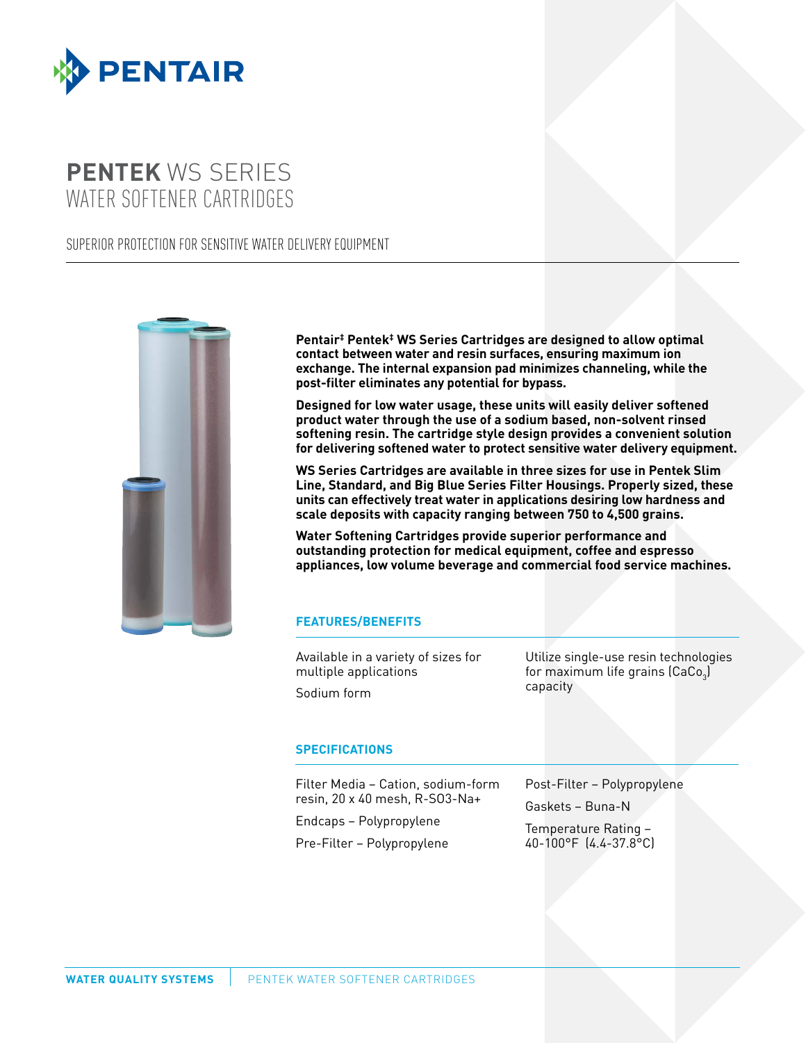# PENTEK WS SERIES WATER SOFTENER CARTRIDGES

## SUPERIOR PROTECTION FOR SENSITIVE WATER DELIVERY EQUIPMENT

**Pentair‡ Pentek‡ WS Series Cartridges are designed to allow optimal contact between water and resin surfaces, ensuring maximum ion exchange. The internal expansion pad minimizes channeling, while the post-filter eliminates any potential for bypass.**

**Designed for low water usage, these units will easily deliver softened product water through the use of a sodium based, non-solvent rinsed softening resin. The cartridge style design provides a convenient solution for delivering softened water to protect sensitive water delivery equipment.**

**WS Series Cartridges are available in three sizes for use in Pentek Slim Line, Standard, and Big Blue Series Filter Housings. Properly sized, these units can effectively treat water in applications desiring low hardness and scale deposits with capacity ranging between 750 to 4,500 grains.**

**Water Softening Cartridges provide superior performance and outstanding protection for medical equipment, coffee and espresso appliances, low volume beverage and commercial food service machines.**

### FEATURES/BENEFITS

- Available in a variety of sizes for multiple applications
- Sodium form
- Utilize single-use resin technologies for maximum life grains ($CaCo_3$) capacity

### SPECIFICATIONS

- Filter Media – Cation, sodium-form resin, 20 x 40 mesh, R-SO3-Na+
- Endcaps – Polypropylene
- Pre-Filter – Polypropylene
- Post-Filter – Polypropylene
- Gaskets – Buna-N
- Temperature Rating – 40-100°F (4.4-37.8°C)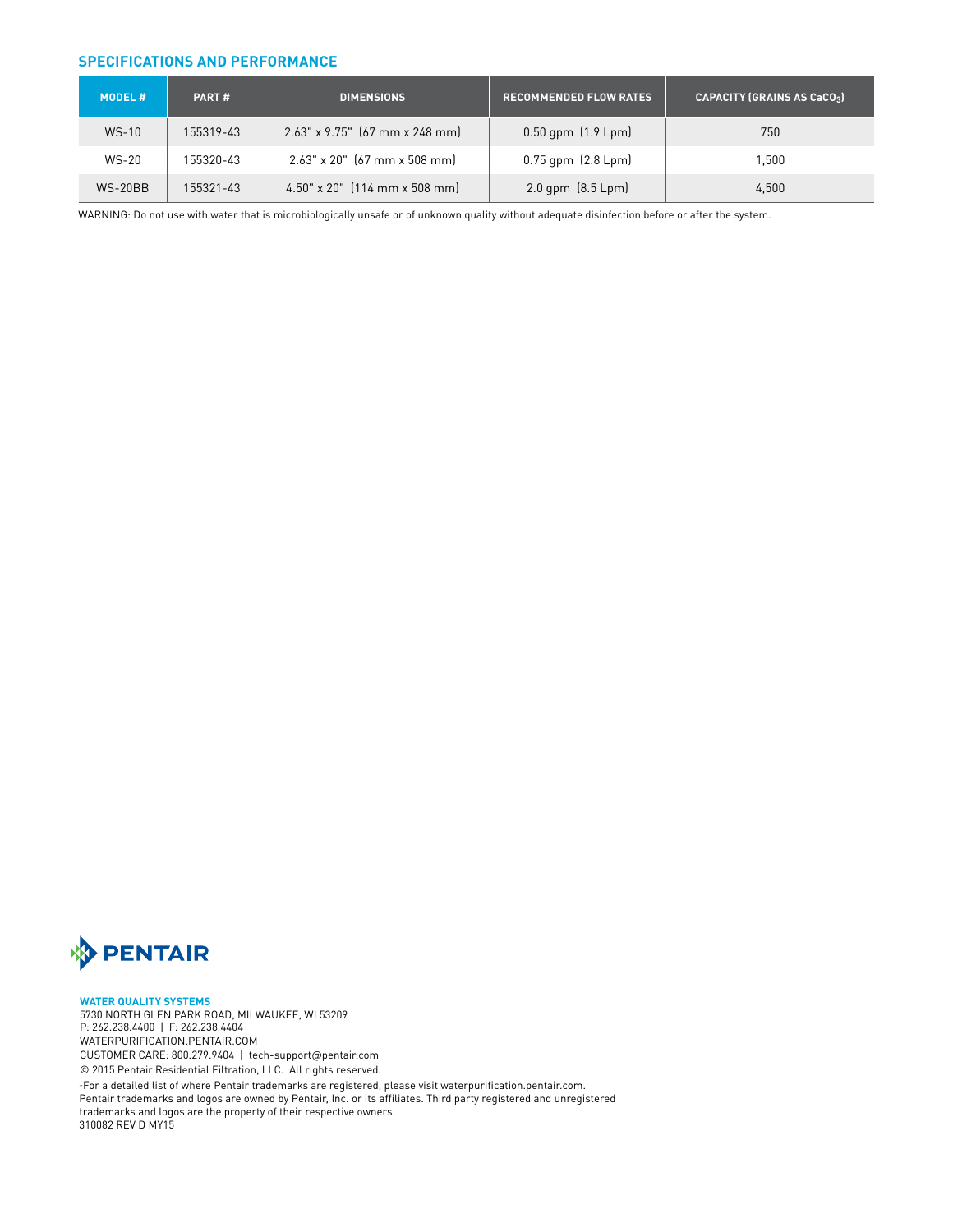## SPECIFICATIONS AND PERFORMANCE

| MODEL # | PART # | DIMENSIONS | RECOMMENDED FLOW RATES | CAPACITY (GRAINS AS $CaCO_3$) |
|---|---|---|---|---|
| WS-10 | 155319-43 | 2.63" x 9.75" (67 mm x 248 mm) | 0.50 gpm (1.9 Lpm) | 750 |
| WS-20 | 155320-43 | 2.63" x 20" (67 mm x 508 mm) | 0.75 gpm (2.8 Lpm) | 1,500 |
| WS-20BB | 155321-43 | 4.50" x 20" (114 mm x 508 mm) | 2.0 gpm (8.5 Lpm) | 4,500 |

WARNING: Do not use with water that is microbiologically unsafe or of unknown quality without adequate disinfection before or after the system.

PENTAIR

**WATER QUALITY SYSTEMS**
5730 NORTH GLEN PARK ROAD, MILWAUKEE, WI 53209
P: 262.238.4400 | F: 262.238.4404
WATERPURIFICATION.PENTAIR.COM
CUSTOMER CARE: 800.279.9404 | tech-support@pentair.com
© 2015 Pentair Residential Filtration, LLC. All rights reserved.

‡For a detailed list of where Pentair trademarks are registered, please visit waterpurification.pentair.com. Pentair trademarks and logos are owned by Pentair, Inc. or its affiliates. Third party registered and unregistered trademarks and logos are the property of their respective owners.
310082 REV D MY15